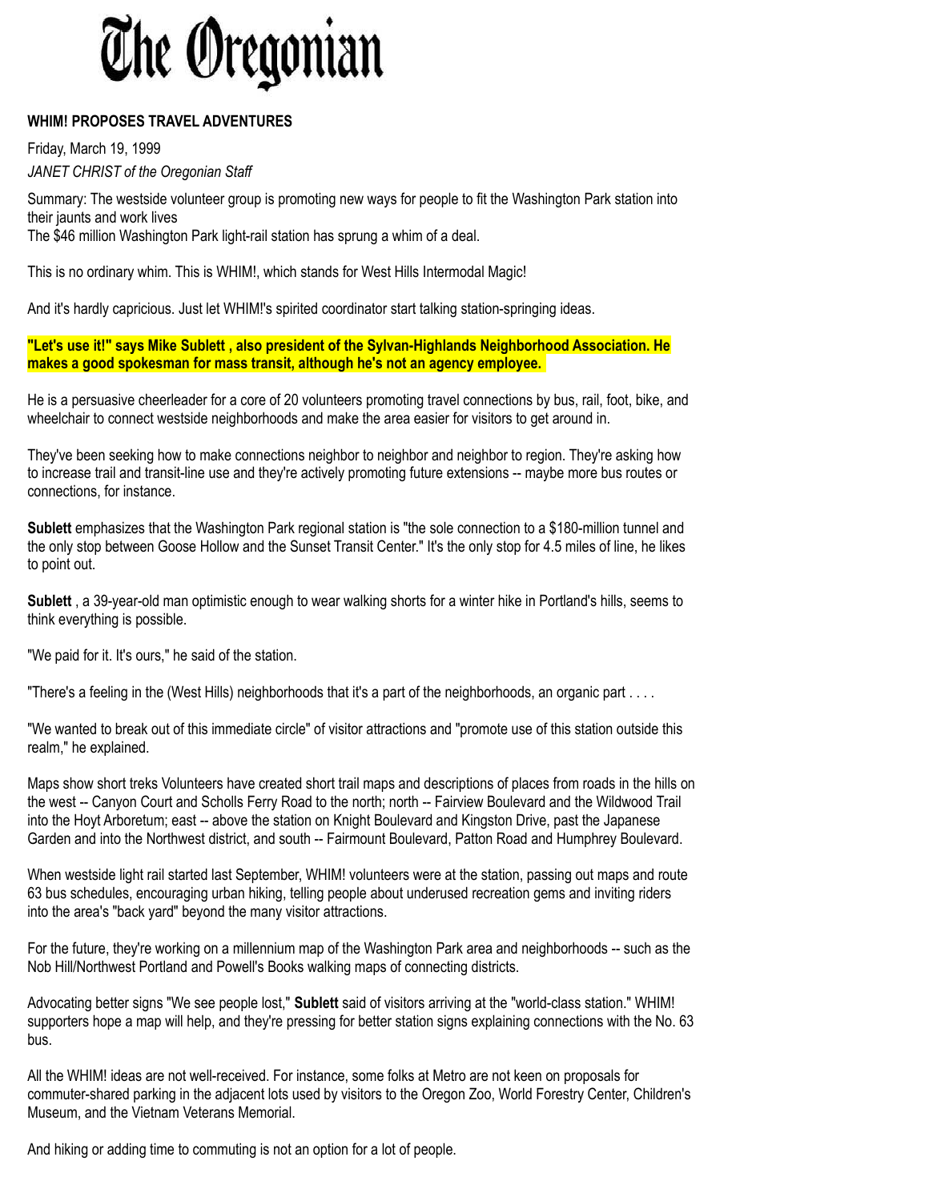# The Oregonian

**WHIM! PROPOSES TRAVEL ADVENTURES**

Friday, March 19, 1999

*JANET CHRIST of the Oregonian Staff*

Summary: The westside volunteer group is promoting new ways for people to fit the Washington Park station into their jaunts and work lives
The $46 million Washington Park light-rail station has sprung a whim of a deal.

This is no ordinary whim. This is WHIM!, which stands for West Hills Intermodal Magic!

And it's hardly capricious. Just let WHIM!'s spirited coordinator start talking station-springing ideas.

**"Let's use it!" says Mike Sublett , also president of the Sylvan-Highlands Neighborhood Association. He makes a good spokesman for mass transit, although he's not an agency employee.**

He is a persuasive cheerleader for a core of 20 volunteers promoting travel connections by bus, rail, foot, bike, and wheelchair to connect westside neighborhoods and make the area easier for visitors to get around in.

They've been seeking how to make connections neighbor to neighbor and neighbor to region. They're asking how to increase trail and transit-line use and they're actively promoting future extensions -- maybe more bus routes or connections, for instance.

**Sublett** emphasizes that the Washington Park regional station is "the sole connection to a $180-million tunnel and the only stop between Goose Hollow and the Sunset Transit Center." It's the only stop for 4.5 miles of line, he likes to point out.

**Sublett** , a 39-year-old man optimistic enough to wear walking shorts for a winter hike in Portland's hills, seems to think everything is possible.

"We paid for it. It's ours," he said of the station.

"There's a feeling in the (West Hills) neighborhoods that it's a part of the neighborhoods, an organic part . . . .

"We wanted to break out of this immediate circle" of visitor attractions and "promote use of this station outside this realm," he explained.

Maps show short treks Volunteers have created short trail maps and descriptions of places from roads in the hills on the west -- Canyon Court and Scholls Ferry Road to the north; north -- Fairview Boulevard and the Wildwood Trail into the Hoyt Arboretum; east -- above the station on Knight Boulevard and Kingston Drive, past the Japanese Garden and into the Northwest district, and south -- Fairmount Boulevard, Patton Road and Humphrey Boulevard.

When westside light rail started last September, WHIM! volunteers were at the station, passing out maps and route 63 bus schedules, encouraging urban hiking, telling people about underused recreation gems and inviting riders into the area's "back yard" beyond the many visitor attractions.

For the future, they're working on a millennium map of the Washington Park area and neighborhoods -- such as the Nob Hill/Northwest Portland and Powell's Books walking maps of connecting districts.

Advocating better signs "We see people lost," **Sublett** said of visitors arriving at the "world-class station." WHIM! supporters hope a map will help, and they're pressing for better station signs explaining connections with the No. 63 bus.

All the WHIM! ideas are not well-received. For instance, some folks at Metro are not keen on proposals for commuter-shared parking in the adjacent lots used by visitors to the Oregon Zoo, World Forestry Center, Children's Museum, and the Vietnam Veterans Memorial.

And hiking or adding time to commuting is not an option for a lot of people.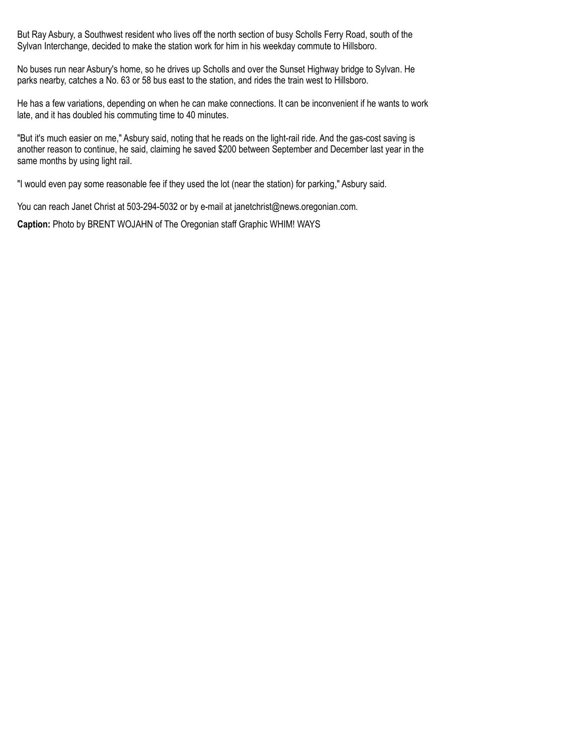But Ray Asbury, a Southwest resident who lives off the north section of busy Scholls Ferry Road, south of the Sylvan Interchange, decided to make the station work for him in his weekday commute to Hillsboro.

No buses run near Asbury's home, so he drives up Scholls and over the Sunset Highway bridge to Sylvan. He parks nearby, catches a No. 63 or 58 bus east to the station, and rides the train west to Hillsboro.

He has a few variations, depending on when he can make connections. It can be inconvenient if he wants to work late, and it has doubled his commuting time to 40 minutes.

"But it's much easier on me," Asbury said, noting that he reads on the light-rail ride. And the gas-cost saving is another reason to continue, he said, claiming he saved $200 between September and December last year in the same months by using light rail.

"I would even pay some reasonable fee if they used the lot (near the station) for parking," Asbury said.

You can reach Janet Christ at 503-294-5032 or by e-mail at janetchrist@news.oregonian.com.

**Caption:** Photo by BRENT WOJAHN of The Oregonian staff Graphic WHIM! WAYS